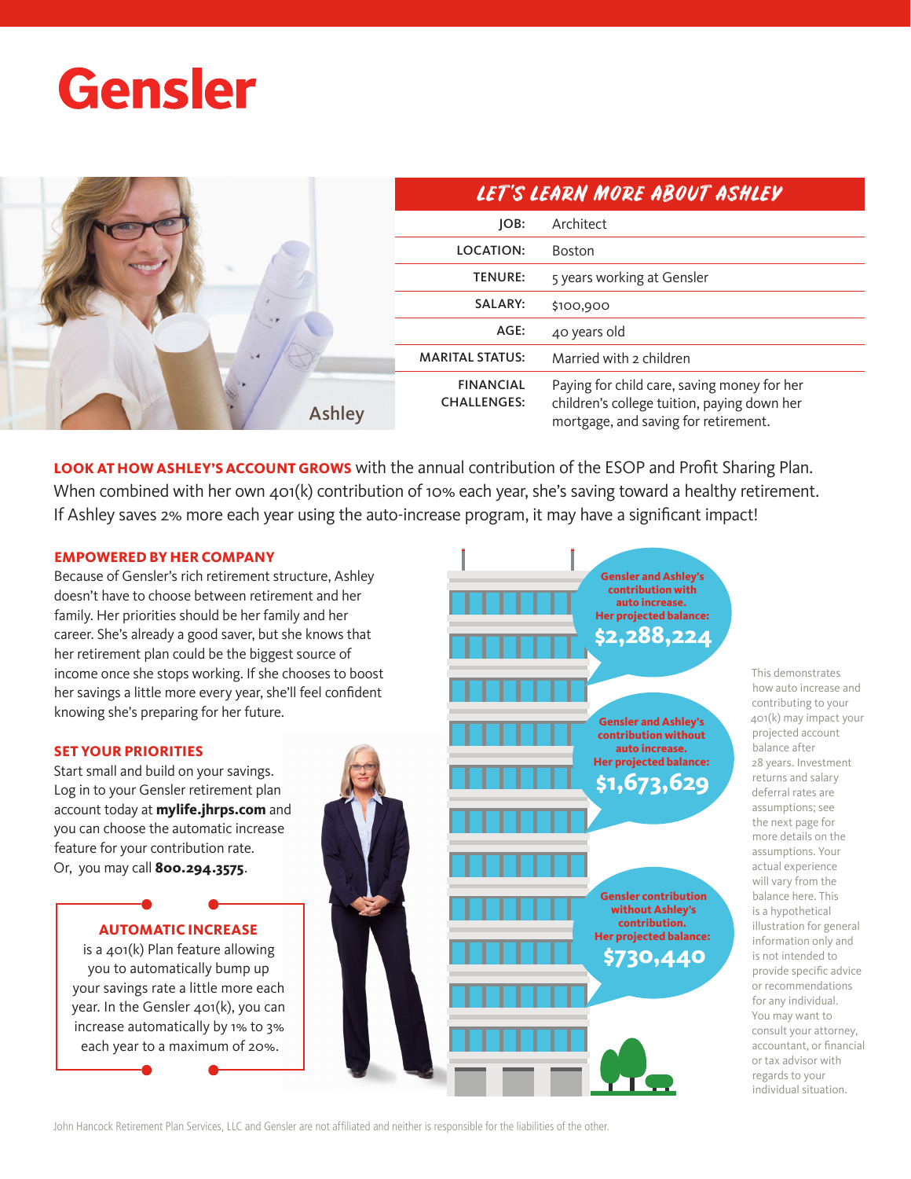# Gensler

## LET'S LEARN MORE ABOUT ASHLEY

Ashley

| | |
|---|---|
| JOB: | Architect |
| LOCATION: | Boston |
| TENURE: | 5 years working at Gensler |
| SALARY: | $100,900 |
| AGE: | 40 years old |
| MARITAL STATUS: | Married with 2 children |
| FINANCIAL CHALLENGES: | Paying for child care, saving money for her children's college tuition, paying down her mortgage, and saving for retirement. |

**LOOK AT HOW ASHLEY'S ACCOUNT GROWS** with the annual contribution of the ESOP and Profit Sharing Plan. When combined with her own 401(k) contribution of 10% each year, she's saving toward a healthy retirement. If Ashley saves 2% more each year using the auto-increase program, it may have a significant impact!

### EMPOWERED BY HER COMPANY

Because of Gensler's rich retirement structure, Ashley doesn't have to choose between retirement and her family. Her priorities should be her family and her career. She's already a good saver, but she knows that her retirement plan could be the biggest source of income once she stops working. If she chooses to boost her savings a little more every year, she'll feel confident knowing she's preparing for her future.

### SET YOUR PRIORITIES

Start small and build on your savings. Log in to your Gensler retirement plan account today at **mylife.jhrps.com** and you can choose the automatic increase feature for your contribution rate. Or, you may call **800.294.3575**.

> **AUTOMATIC INCREASE**
> is a 401(k) Plan feature allowing you to automatically bump up your savings rate a little more each year. In the Gensler 401(k), you can increase automatically by 1% to 3% each year to a maximum of 20%.

**Gensler and Ashley's contribution with auto increase.**
**Her projected balance:**
**$2,288,224**

**Gensler and Ashley's contribution without auto increase.**
**Her projected balance:**
**$1,673,629**

**Gensler contribution without Ashley's contribution.**
**Her projected balance:**
**$730,440**

This demonstrates how auto increase and contributing to your 401(k) may impact your projected account balance after 28 years. Investment returns and salary deferral rates are assumptions; see the next page for more details on the assumptions. Your actual experience will vary from the balance here. This is a hypothetical illustration for general information only and is not intended to provide specific advice or recommendations for any individual. You may want to consult your attorney, accountant, or financial or tax advisor with regards to your individual situation.

John Hancock Retirement Plan Services, LLC and Gensler are not affiliated and neither is responsible for the liabilities of the other.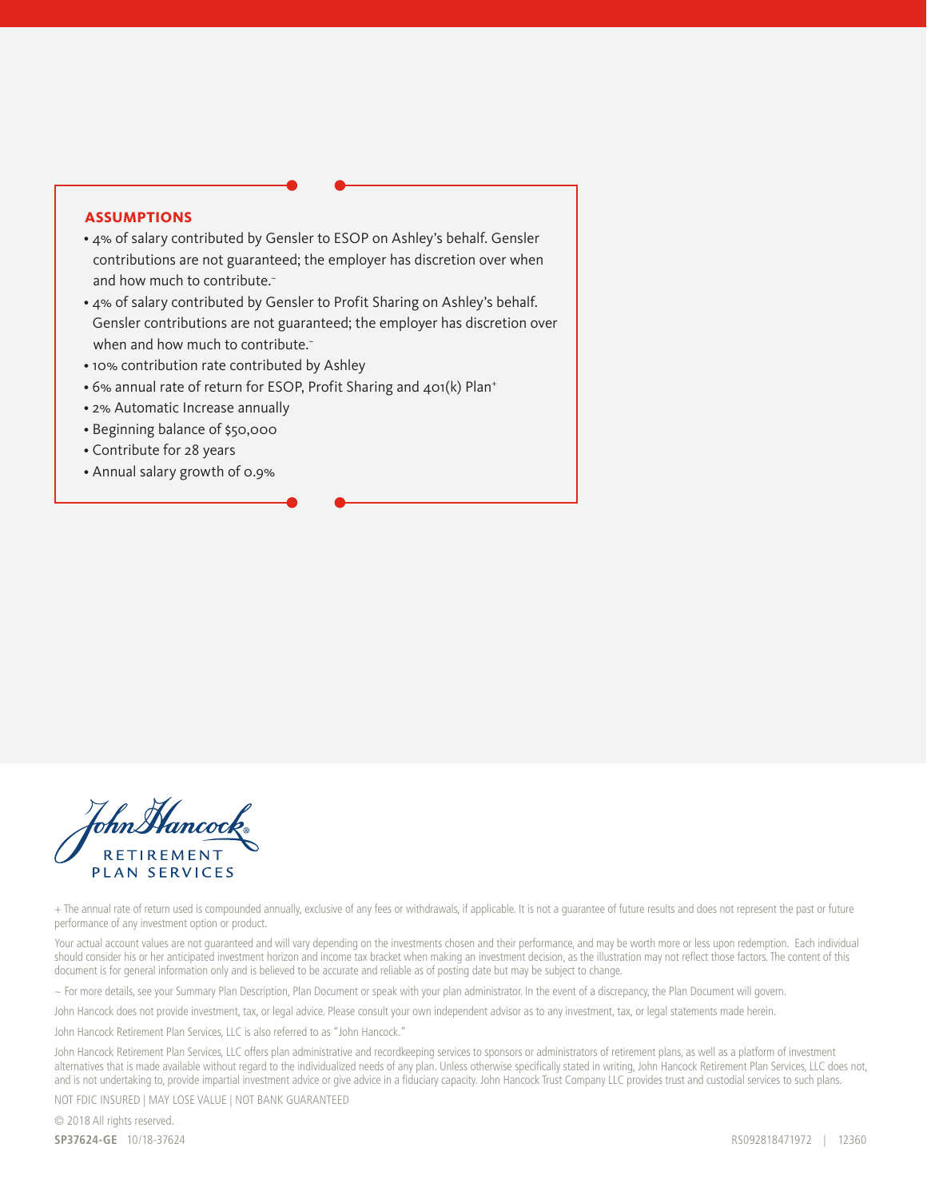## ASSUMPTIONS

- 4% of salary contributed by Gensler to ESOP on Ashley's behalf. Gensler contributions are not guaranteed; the employer has discretion over when and how much to contribute.~
- 4% of salary contributed by Gensler to Profit Sharing on Ashley's behalf. Gensler contributions are not guaranteed; the employer has discretion over when and how much to contribute.~
- 10% contribution rate contributed by Ashley
- 6% annual rate of return for ESOP, Profit Sharing and 401(k) Plan+
- 2% Automatic Increase annually
- Beginning balance of $50,000
- Contribute for 28 years
- Annual salary growth of 0.9%

John Hancock
RETIREMENT
PLAN SERVICES

+ The annual rate of return used is compounded annually, exclusive of any fees or withdrawals, if applicable. It is not a guarantee of future results and does not represent the past or future performance of any investment option or product.

Your actual account values are not guaranteed and will vary depending on the investments chosen and their performance, and may be worth more or less upon redemption. Each individual should consider his or her anticipated investment horizon and income tax bracket when making an investment decision, as the illustration may not reflect those factors. The content of this document is for general information only and is believed to be accurate and reliable as of posting date but may be subject to change.

~ For more details, see your Summary Plan Description, Plan Document or speak with your plan administrator. In the event of a discrepancy, the Plan Document will govern.

John Hancock does not provide investment, tax, or legal advice. Please consult your own independent advisor as to any investment, tax, or legal statements made herein.

John Hancock Retirement Plan Services, LLC is also referred to as "John Hancock."

John Hancock Retirement Plan Services, LLC offers plan administrative and recordkeeping services to sponsors or administrators of retirement plans, as well as a platform of investment alternatives that is made available without regard to the individualized needs of any plan. Unless otherwise specifically stated in writing, John Hancock Retirement Plan Services, LLC does not, and is not undertaking to, provide impartial investment advice or give advice in a fiduciary capacity. John Hancock Trust Company LLC provides trust and custodial services to such plans.

NOT FDIC INSURED | MAY LOSE VALUE | NOT BANK GUARANTEED

© 2018 All rights reserved.

**SP37624-GE** 10/18-37624

RS092818471972 | 12360